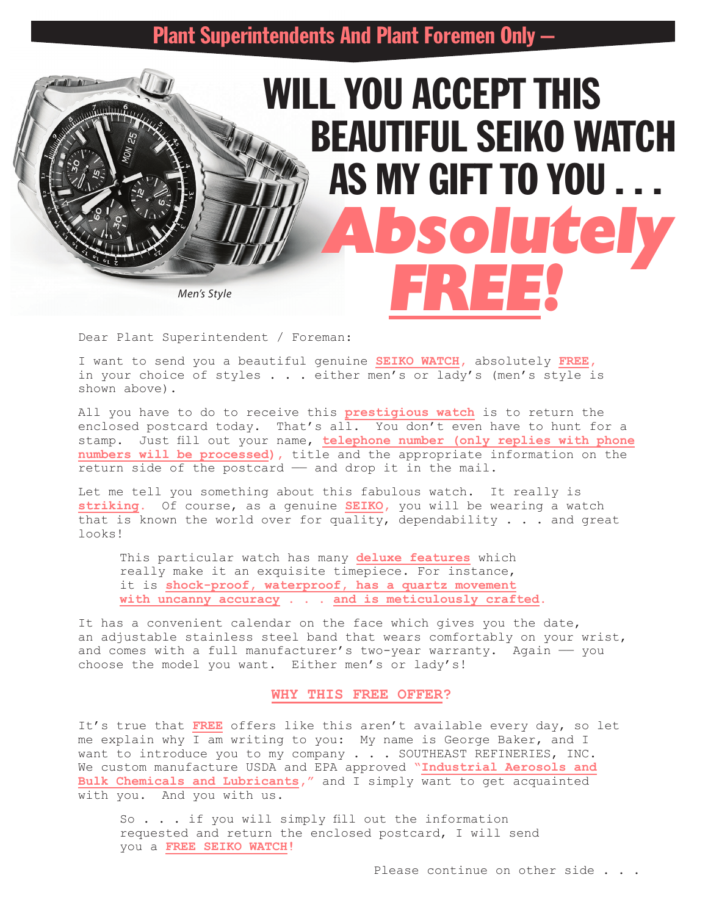**Plant Superintendents And Plant Foremen Only —**

# WILL YOU ACCEPT THIS BEAUTIFUL SEIKO WATCH AS MY GIFT TO YOU . . . *Absolutely FREE!*

*Men's Style*

Dear Plant Superintendent / Foreman:

I want to send you a beautiful genuine **SEIKO WATCH**, absolutely **FREE**, in your choice of styles . . . either men's or lady's (men's style is shown above).

All you have to do to receive this **prestigious watch** is to return the enclosed postcard today. That's all. You don't even have to hunt for a stamp. Just fill out your name, **telephone number (only replies with phone numbers will be processed)**, title and the appropriate information on the return side of the postcard — and drop it in the mail.

Let me tell you something about this fabulous watch. It really is **striking**. Of course, as a genuine **SEIKO**, you will be wearing a watch that is known the world over for quality, dependability . . . and great looks!

> This particular watch has many **deluxe features** which really make it an exquisite timepiece. For instance, it is **shock-proof, waterproof, has a quartz movement with uncanny accuracy** . . . **and is meticulously crafted**.

It has a convenient calendar on the face which gives you the date, an adjustable stainless steel band that wears comfortably on your wrist, and comes with a full manufacturer's two-year warranty. Again — you choose the model you want. Either men's or lady's!

## WHY THIS FREE OFFER?

It's true that **FREE** offers like this aren't available every day, so let me explain why I am writing to you: My name is George Baker, and I want to introduce you to my company . . . SOUTHEAST REFINERIES, INC. We custom manufacture USDA and EPA approved **"Industrial Aerosols and Bulk Chemicals and Lubricants,"** and I simply want to get acquainted with you. And you with us.

> So . . . if you will simply fill out the information requested and return the enclosed postcard, I will send you a **FREE SEIKO WATCH!**

Please continue on other side . . .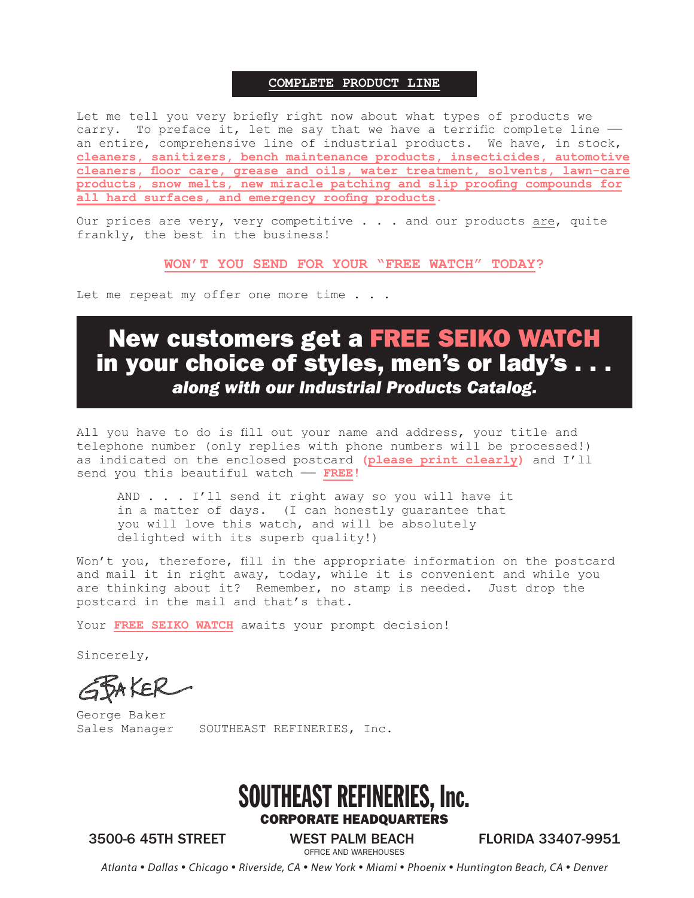## COMPLETE PRODUCT LINE

Let me tell you very briefly right now about what types of products we carry. To preface it, let me say that we have a terrific complete line — an entire, comprehensive line of industrial products. We have, in stock, **cleaners, sanitizers, bench maintenance products, insecticides, automotive cleaners, floor care, grease and oils, water treatment, solvents, lawn-care products, snow melts, new miracle patching and slip proofing compounds for all hard surfaces, and emergency roofing products.**

Our prices are very, very competitive . . . and our products are, quite frankly, the best in the business!

**WON'T YOU SEND FOR YOUR "FREE WATCH" TODAY?**

Let me repeat my offer one more time . . .

## New customers get a FREE SEIKO WATCH in your choice of styles, men's or lady's . . .

***along with our Industrial Products Catalog.***

All you have to do is fill out your name and address, your title and telephone number (only replies with phone numbers will be processed!) as indicated on the enclosed postcard **(please print clearly)** and I'll send you this beautiful watch — **FREE!**

> AND . . . I'll send it right away so you will have it in a matter of days. (I can honestly guarantee that you will love this watch, and will be absolutely delighted with its superb quality!)

Won't you, therefore, fill in the appropriate information on the postcard and mail it in right away, today, while it is convenient and while you are thinking about it? Remember, no stamp is needed. Just drop the postcard in the mail and that's that.

Your **FREE SEIKO WATCH** awaits your prompt decision!

Sincerely,

G BAKER

George Baker
Sales Manager SOUTHEAST REFINERIES, Inc.

**SOUTHEAST REFINERIES, Inc.**
**CORPORATE HEADQUARTERS**
3500-6 45TH STREET WEST PALM BEACH FLORIDA 33407-9951
OFFICE AND WAREHOUSES
*Atlanta • Dallas • Chicago • Riverside, CA • New York • Miami • Phoenix • Huntington Beach, CA • Denver*